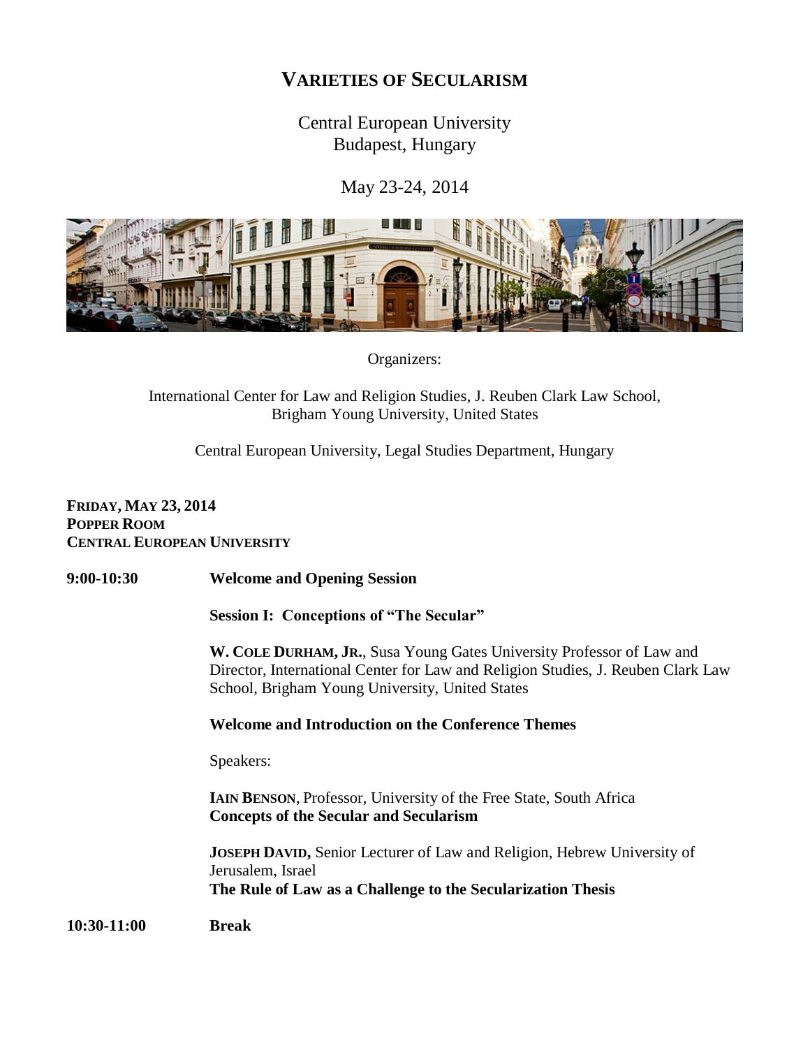# VARIETIES OF SECULARISM

Central European University
Budapest, Hungary

May 23-24, 2014

Organizers:

International Center for Law and Religion Studies, J. Reuben Clark Law School, Brigham Young University, United States

Central European University, Legal Studies Department, Hungary

**FRIDAY, MAY 23, 2014**
**POPPER ROOM**
**CENTRAL EUROPEAN UNIVERSITY**

**9:00-10:30** **Welcome and Opening Session**

**Session I: Conceptions of "The Secular"**

**W. COLE DURHAM, JR.**, Susa Young Gates University Professor of Law and Director, International Center for Law and Religion Studies, J. Reuben Clark Law School, Brigham Young University, United States

**Welcome and Introduction on the Conference Themes**

Speakers:

**IAIN BENSON**, Professor, University of the Free State, South Africa
**Concepts of the Secular and Secularism**

**JOSEPH DAVID,** Senior Lecturer of Law and Religion, Hebrew University of Jerusalem, Israel
**The Rule of Law as a Challenge to the Secularization Thesis**

**10:30-11:00** **Break**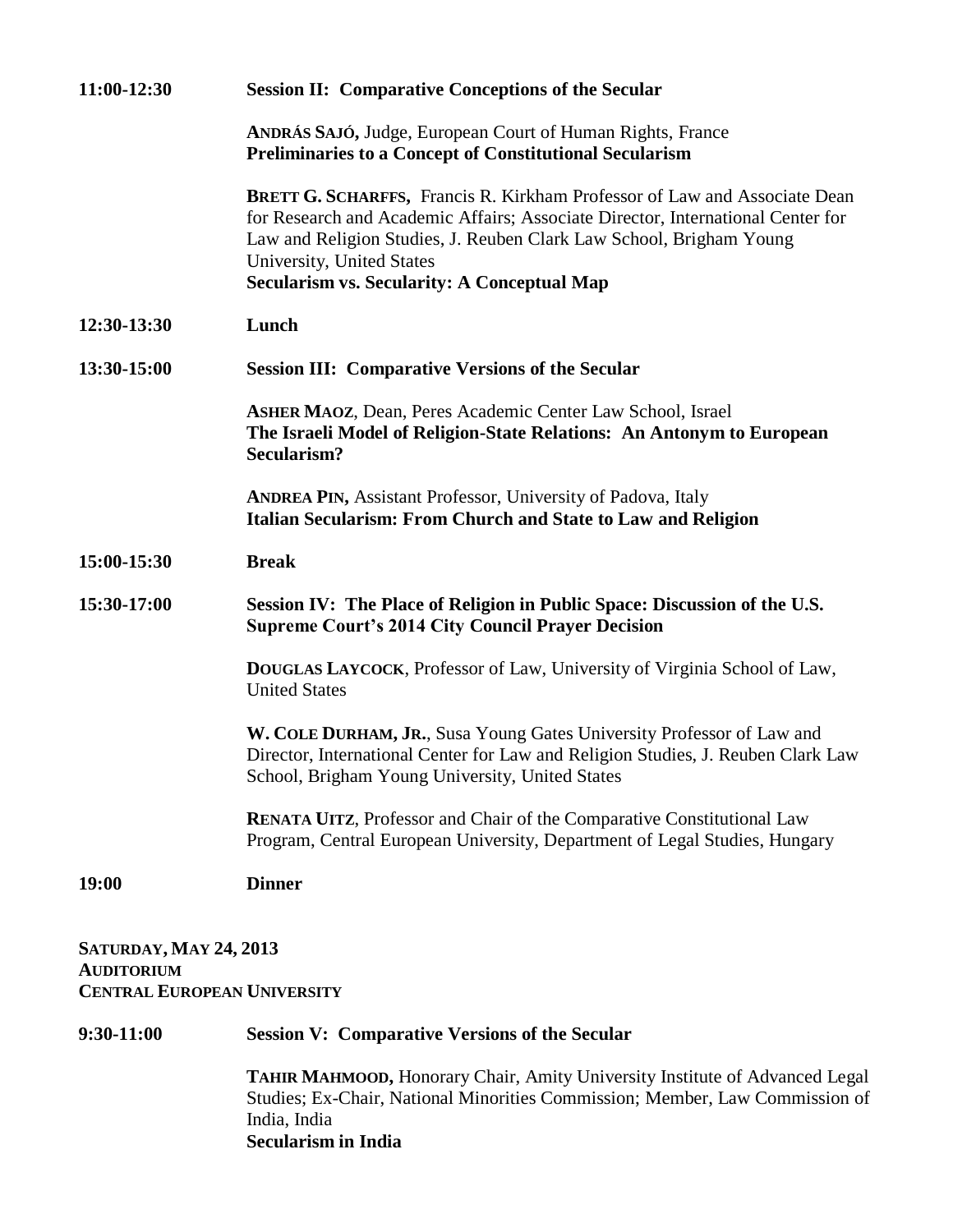**11:00-12:30** **Session II: Comparative Conceptions of the Secular**

**ANDRÁS SAJÓ,** Judge, European Court of Human Rights, France
**Preliminaries to a Concept of Constitutional Secularism**

**BRETT G. SCHARFFS,** Francis R. Kirkham Professor of Law and Associate Dean for Research and Academic Affairs; Associate Director, International Center for Law and Religion Studies, J. Reuben Clark Law School, Brigham Young University, United States
**Secularism vs. Secularity: A Conceptual Map**

**12:30-13:30** **Lunch**

**13:30-15:00** **Session III: Comparative Versions of the Secular**

**ASHER MAOZ**, Dean, Peres Academic Center Law School, Israel
**The Israeli Model of Religion-State Relations: An Antonym to European Secularism?**

**ANDREA PIN,** Assistant Professor, University of Padova, Italy
**Italian Secularism: From Church and State to Law and Religion**

**15:00-15:30** **Break**

**15:30-17:00** **Session IV: The Place of Religion in Public Space: Discussion of the U.S. Supreme Court's 2014 City Council Prayer Decision**

**DOUGLAS LAYCOCK**, Professor of Law, University of Virginia School of Law, United States

**W. COLE DURHAM, JR.**, Susa Young Gates University Professor of Law and Director, International Center for Law and Religion Studies, J. Reuben Clark Law School, Brigham Young University, United States

**RENATA UITZ**, Professor and Chair of the Comparative Constitutional Law Program, Central European University, Department of Legal Studies, Hungary

**19:00** **Dinner**

**SATURDAY, MAY 24, 2013**
**AUDITORIUM**
**CENTRAL EUROPEAN UNIVERSITY**

**9:30-11:00** **Session V: Comparative Versions of the Secular**

**TAHIR MAHMOOD,** Honorary Chair, Amity University Institute of Advanced Legal Studies; Ex-Chair, National Minorities Commission; Member, Law Commission of India, India
**Secularism in India**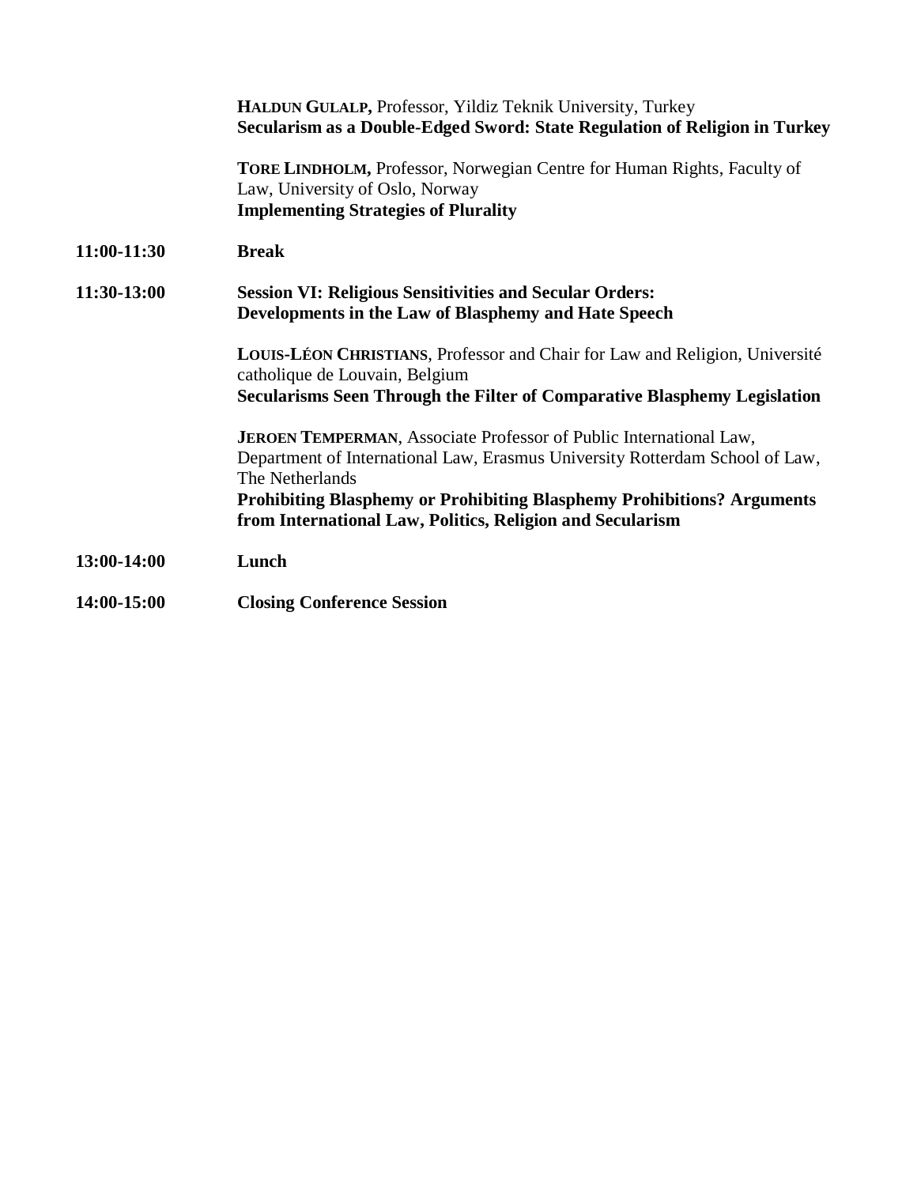**HALDUN GULALP,** Professor, Yildiz Teknik University, Turkey
**Secularism as a Double-Edged Sword: State Regulation of Religion in Turkey**

**TORE LINDHOLM,** Professor, Norwegian Centre for Human Rights, Faculty of Law, University of Oslo, Norway
**Implementing Strategies of Plurality**

**11:00-11:30** **Break**

**11:30-13:00** **Session VI: Religious Sensitivities and Secular Orders: Developments in the Law of Blasphemy and Hate Speech**

**LOUIS-LÉON CHRISTIANS**, Professor and Chair for Law and Religion, Université catholique de Louvain, Belgium
**Secularisms Seen Through the Filter of Comparative Blasphemy Legislation**

**JEROEN TEMPERMAN**, Associate Professor of Public International Law, Department of International Law, Erasmus University Rotterdam School of Law, The Netherlands
**Prohibiting Blasphemy or Prohibiting Blasphemy Prohibitions? Arguments from International Law, Politics, Religion and Secularism**

**13:00-14:00** **Lunch**

**14:00-15:00** **Closing Conference Session**